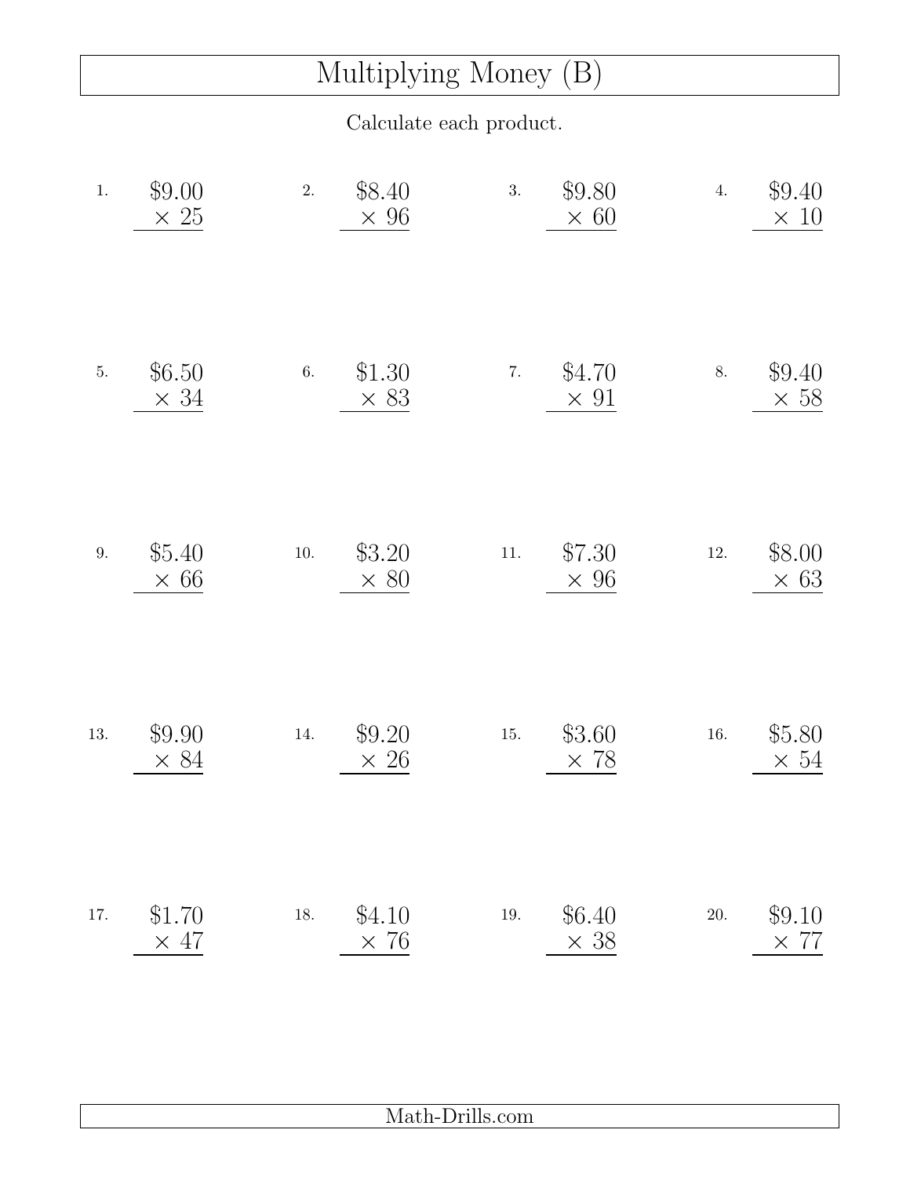# Multiplying Money (B)

Calculate each product.

1. $9.00 × 25

2. $8.40 × 96

3. $9.80 × 60

4. $9.40 × 10

5. $6.50 × 34

6. $1.30 × 83

7. $4.70 × 91

8. $9.40 × 58

9. $5.40 × 66

10. $3.20 × 80

11. $7.30 × 96

12. $8.00 × 63

13. $9.90 × 84

14. $9.20 × 26

15. $3.60 × 78

16. $5.80 × 54

17. $1.70 × 47

18. $4.10 × 76

19. $6.40 × 38

20. $9.10 × 77

Math-Drills.com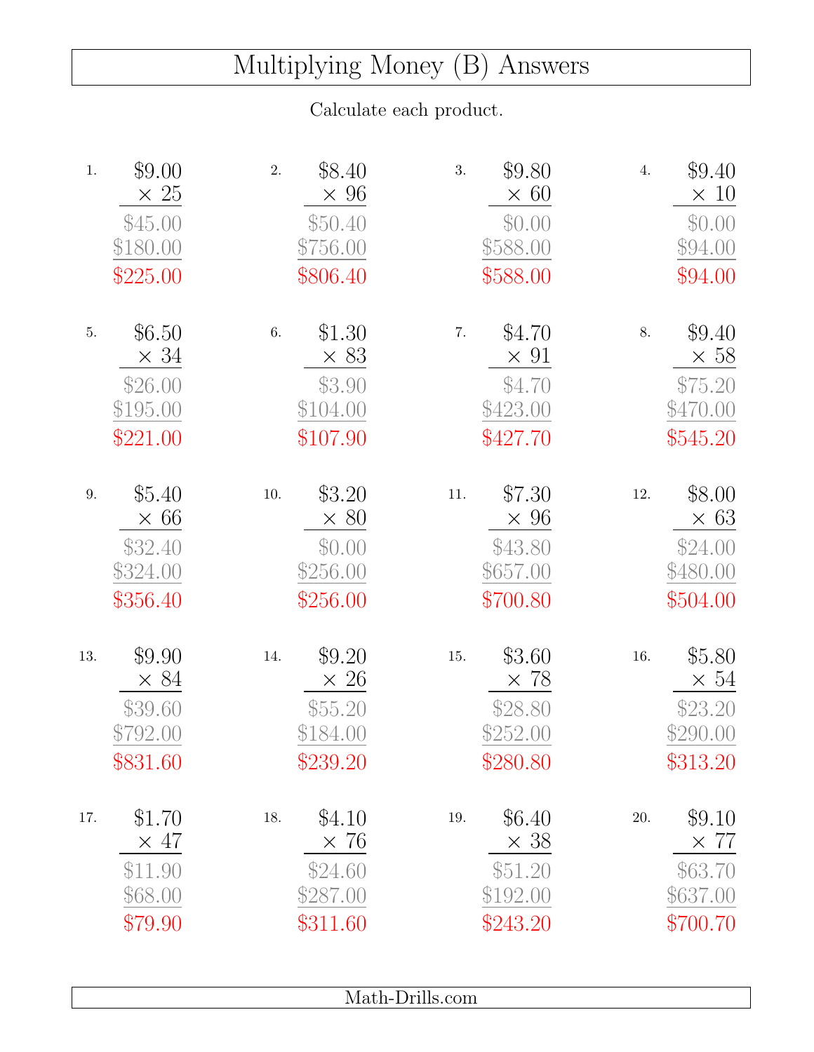# Multiplying Money (B) Answers

Calculate each product.

1. $9.00 × 25
   $45.00
   $180.00
   **$225.00**

2. $8.40 × 96
   $50.40
   $756.00
   **$806.40**

3. $9.80 × 60
   $0.00
   $588.00
   **$588.00**

4. $9.40 × 10
   $0.00
   $94.00
   **$94.00**

5. $6.50 × 34
   $26.00
   $195.00
   **$221.00**

6. $1.30 × 83
   $3.90
   $104.00
   **$107.90**

7. $4.70 × 91
   $4.70
   $423.00
   **$427.70**

8. $9.40 × 58
   $75.20
   $470.00
   **$545.20**

9. $5.40 × 66
   $32.40
   $324.00
   **$356.40**

10. $3.20 × 80
    $0.00
    $256.00
    **$256.00**

11. $7.30 × 96
    $43.80
    $657.00
    **$700.80**

12. $8.00 × 63
    $24.00
    $480.00
    **$504.00**

13. $9.90 × 84
    $39.60
    $792.00
    **$831.60**

14. $9.20 × 26
    $55.20
    $184.00
    **$239.20**

15. $3.60 × 78
    $28.80
    $252.00
    **$280.80**

16. $5.80 × 54
    $23.20
    $290.00
    **$313.20**

17. $1.70 × 47
    $11.90
    $68.00
    **$79.90**

18. $4.10 × 76
    $24.60
    $287.00
    **$311.60**

19. $6.40 × 38
    $51.20
    $192.00
    **$243.20**

20. $9.10 × 77
    $63.70
    $637.00
    **$700.70**

Math-Drills.com